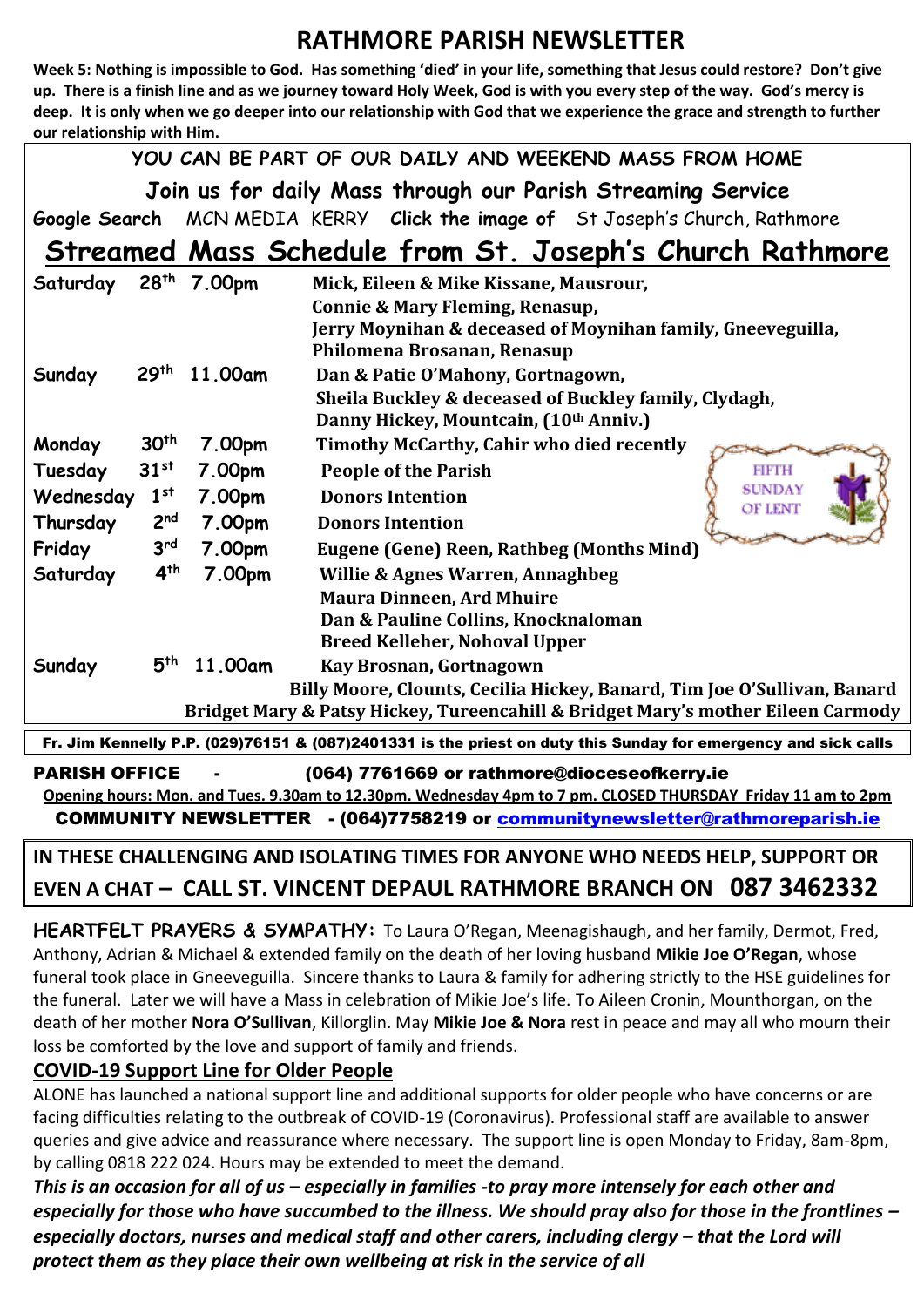# RATHMORE PARISH NEWSLETTER

**Week 5: Nothing is impossible to God. Has something 'died' in your life, something that Jesus could restore? Don't give up. There is a finish line and as we journey toward Holy Week, God is with you every step of the way. God's mercy is deep. It is only when we go deeper into our relationship with God that we experience the grace and strength to further our relationship with Him.**

**YOU CAN BE PART OF OUR DAILY AND WEEKEND MASS FROM HOME**

**Join us for daily Mass through our Parish Streaming Service**

**Google Search** MCN MEDIA KERRY **Click the image of** St Joseph's Church, Rathmore

## Streamed Mass Schedule from St. Joseph's Church Rathmore

| Day | Date | Time | Intention |
|---|---|---|---|
| Saturday | 28th | 7.00pm | **Mick, Eileen & Mike Kissane, Mausrour, Connie & Mary Fleming, Renasup, Jerry Moynihan & deceased of Moynihan family, Gneeveguilla, Philomena Brosanan, Renasup** |
| Sunday | 29th | 11.00am | **Dan & Patie O'Mahony, Gortnagown, Sheila Buckley & deceased of Buckley family, Clydagh, Danny Hickey, Mountcain, (10th Anniv.)** |
| Monday | 30th | 7.00pm | **Timothy McCarthy, Cahir who died recently** |
| Tuesday | 31st | 7.00pm | **People of the Parish** |
| Wednesday | 1st | 7.00pm | **Donors Intention** |
| Thursday | 2nd | 7.00pm | **Donors Intention** |
| Friday | 3rd | 7.00pm | **Eugene (Gene) Reen, Rathbeg (Months Mind)** |
| Saturday | 4th | 7.00pm | **Willie & Agnes Warren, Annaghbeg, Maura Dinneen, Ard Mhuire, Dan & Pauline Collins, Knocknaloman, Breed Kelleher, Nohoval Upper** |
| Sunday | 5th | 11.00am | **Kay Brosnan, Gortnagown, Billy Moore, Clounts, Cecilia Hickey, Banard, Tim Joe O'Sullivan, Banard, Bridget Mary & Patsy Hickey, Tureencahill & Bridget Mary's mother Eileen Carmody** |

FIFTH SUNDAY OF LENT

**Fr. Jim Kennelly P.P. (029)76151 & (087)2401331 is the priest on duty this Sunday for emergency and sick calls**

**PARISH OFFICE - (064) 7761669 or rathmore@dioceseofkerry.ie**

**Opening hours: Mon. and Tues. 9.30am to 12.30pm. Wednesday 4pm to 7 pm. CLOSED THURSDAY Friday 11 am to 2pm**

**COMMUNITY NEWSLETTER - (064)7758219 or communitynewsletter@rathmoreparish.ie**

**IN THESE CHALLENGING AND ISOLATING TIMES FOR ANYONE WHO NEEDS HELP, SUPPORT OR EVEN A CHAT – CALL ST. VINCENT DEPAUL RATHMORE BRANCH ON 087 3462332**

**HEARTFELT PRAYERS & SYMPATHY:** To Laura O'Regan, Meenagishaugh, and her family, Dermot, Fred, Anthony, Adrian & Michael & extended family on the death of her loving husband **Mikie Joe O'Regan**, whose funeral took place in Gneeveguilla. Sincere thanks to Laura & family for adhering strictly to the HSE guidelines for the funeral. Later we will have a Mass in celebration of Mikie Joe's life. To Aileen Cronin, Mounthorgan, on the death of her mother **Nora O'Sullivan**, Killorglin. May **Mikie Joe & Nora** rest in peace and may all who mourn their loss be comforted by the love and support of family and friends.

## COVID-19 Support Line for Older People

ALONE has launched a national support line and additional supports for older people who have concerns or are facing difficulties relating to the outbreak of COVID-19 (Coronavirus). Professional staff are available to answer queries and give advice and reassurance where necessary. The support line is open Monday to Friday, 8am-8pm, by calling 0818 222 024. Hours may be extended to meet the demand.

***This is an occasion for all of us – especially in families -to pray more intensely for each other and especially for those who have succumbed to the illness. We should pray also for those in the frontlines – especially doctors, nurses and medical staff and other carers, including clergy – that the Lord will protect them as they place their own wellbeing at risk in the service of all***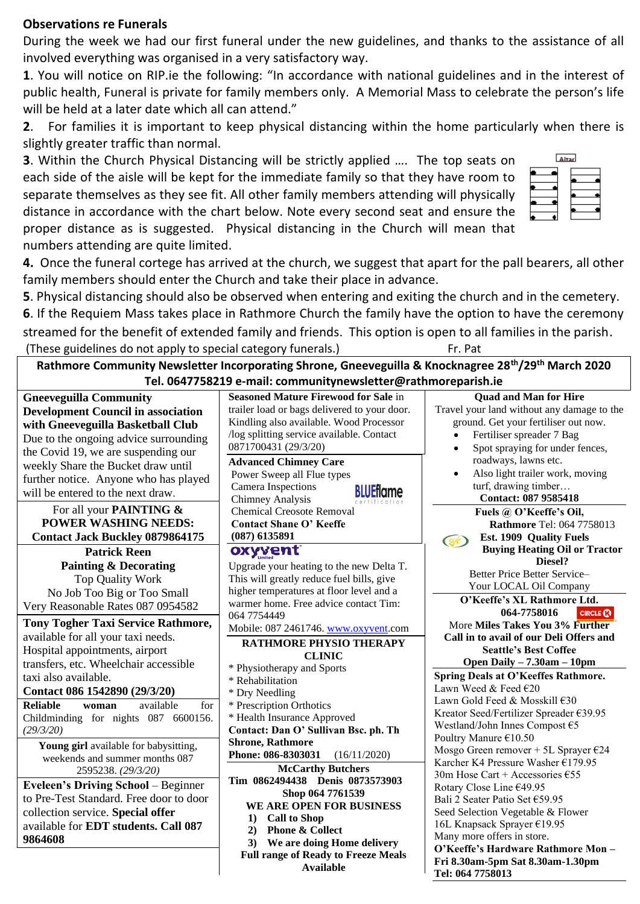## Observations re Funerals

During the week we had our first funeral under the new guidelines, and thanks to the assistance of all involved everything was organised in a very satisfactory way.

**1**. You will notice on RIP.ie the following: "In accordance with national guidelines and in the interest of public health, Funeral is private for family members only. A Memorial Mass to celebrate the person's life will be held at a later date which all can attend."

**2**. For families it is important to keep physical distancing within the home particularly when there is slightly greater traffic than normal.

**3**. Within the Church Physical Distancing will be strictly applied …. The top seats on each side of the aisle will be kept for the immediate family so that they have room to separate themselves as they see fit. All other family members attending will physically distance in accordance with the chart below. Note every second seat and ensure the proper distance as is suggested. Physical distancing in the Church will mean that numbers attending are quite limited.

Altar

**4.** Once the funeral cortege has arrived at the church, we suggest that apart for the pall bearers, all other family members should enter the Church and take their place in advance.

**5**. Physical distancing should also be observed when entering and exiting the church and in the cemetery.

**6**. If the Requiem Mass takes place in Rathmore Church the family have the option to have the ceremony streamed for the benefit of extended family and friends. This option is open to all families in the parish.

(These guidelines do not apply to special category funerals.) Fr. Pat

**Rathmore Community Newsletter Incorporating Shrone, Gneeveguilla & Knocknagree 28th/29th March 2020**
**Tel. 0647758219 e-mail: communitynewsletter@rathmoreparish.ie**

**Gneeveguilla Community Development Council in association with Gneeveguilla Basketball Club**
Due to the ongoing advice surrounding the Covid 19, we are suspending our weekly Share the Bucket draw until further notice. Anyone who has played will be entered to the next draw.

For all your **PAINTING & POWER WASHING NEEDS: Contact Jack Buckley 0879864175**

**Patrick Reen**
**Painting & Decorating**
Top Quality Work
No Job Too Big or Too Small
Very Reasonable Rates 087 0954582

**Tony Togher Taxi Service Rathmore,** available for all your taxi needs. Hospital appointments, airport transfers, etc. Wheelchair accessible taxi also available.
**Contact 086 1542890 (29/3/20)**

**Reliable woman** available for Childminding for nights 087 6600156. *(29/3/20)*

**Young girl** available for babysitting, weekends and summer months 087 2595238. *(29/3/20)*

**Eveleen's Driving School** – Beginner to Pre-Test Standard. Free door to door collection service. **Special offer** available for **EDT students. Call 087 9864608**

**Seasoned Mature Firewood for Sale** in trailer load or bags delivered to your door. Kindling also available. Wood Processor /log splitting service available. Contact 0871700431 (29/3/20)

**Advanced Chimney Care**
Power Sweep all Flue types
Camera Inspections
Chimney Analysis
Chemical Creosote Removal
**Contact Shane O' Keeffe (087) 6135891**
BLUEflame certification

**oxyvent** Limited
Upgrade your heating to the new Delta T. This will greatly reduce fuel bills, give higher temperatures at floor level and a warmer home. Free advice contact Tim: 064 7754449
Mobile: 087 2461746. www.oxyvent.com

**RATHMORE PHYSIO THERAPY CLINIC**
* Physiotherapy and Sports
* Rehabilitation
* Dry Needling
* Prescription Orthotics
* Health Insurance Approved

**Contact: Dan O' Sullivan Bsc. ph. Th Shrone, Rathmore**
**Phone: 086-8303031** (16/11/2020)

**McCarthy Butchers**
**Tim 0862494438 Denis 0873573903**
**Shop 064 7761539**
**WE ARE OPEN FOR BUSINESS**
1) **Call to Shop**
2) **Phone & Collect**
3) **We are doing Home delivery**

**Full range of Ready to Freeze Meals Available**

**Quad and Man for Hire**
Travel your land without any damage to the ground. Get your fertiliser out now.
- Fertiliser spreader 7 Bag
- Spot spraying for under fences, roadways, lawns etc.
- Also light trailer work, moving turf, drawing timber…

**Contact: 087 9585418**

**Fuels @ O'Keeffe's Oil, Rathmore** Tel: 064 7758013
**Est. 1909 Quality Fuels**
**Buying Heating Oil or Tractor Diesel?**
Better Price Better Service–
Your LOCAL Oil Company

**O'Keeffe's XL Rathmore Ltd.**
**064-7758016** CIRCLE K
More **Miles Takes You 3% Further**
**Call in to avail of our Deli Offers and Seattle's Best Coffee**
**Open Daily – 7.30am – 10pm**

**Spring Deals at O'Keeffes Rathmore.**
Lawn Weed & Feed €20
Lawn Gold Feed & Mosskill €30
Kreator Seed/Fertilizer Spreader €39.95
Westland/John Innes Compost €5
Poultry Manure €10.50
Mosgo Green remover + 5L Sprayer €24
Karcher K4 Pressure Washer €179.95
30m Hose Cart + Accessories €55
Rotary Close Line €49.95
Bali 2 Seater Patio Set €59.95
Seed Selection Vegetable & Flower
16L Knapsack Sprayer €19.95
Many more offers in store.
**O'Keeffe's Hardware Rathmore Mon – Fri 8.30am-5pm Sat 8.30am-1.30pm Tel: 064 7758013**